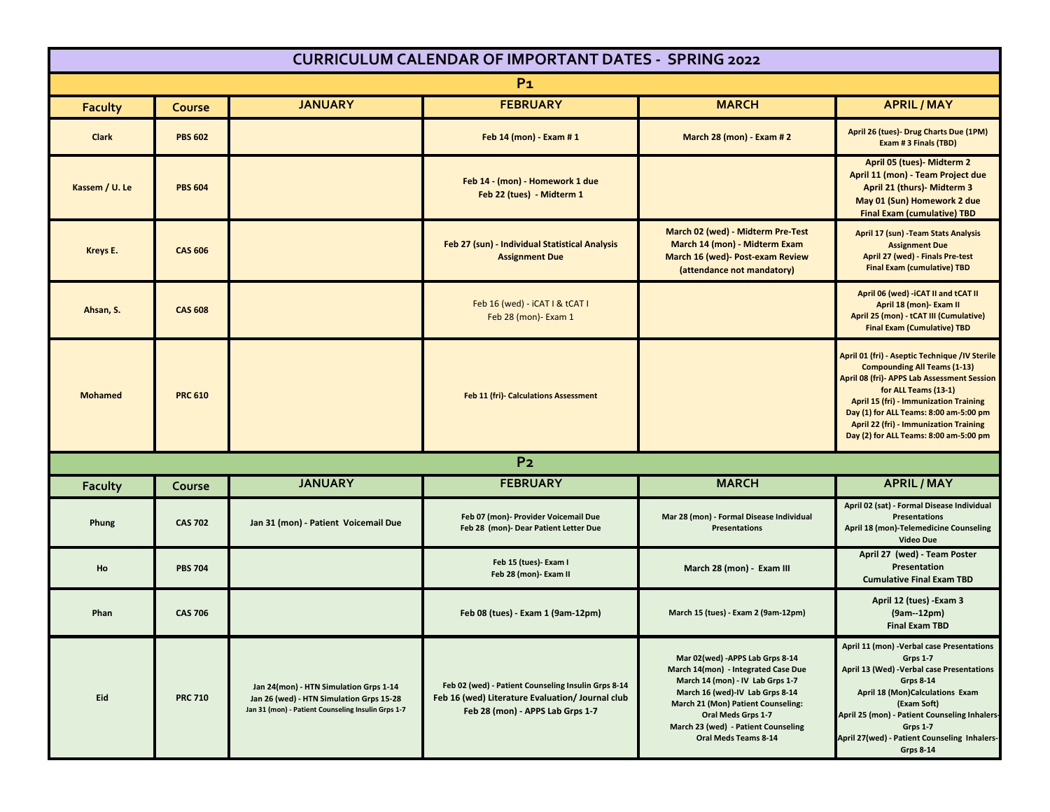# CURRICULUM CALENDAR OF IMPORTANT DATES - SPRING 2022

## P1

| Faculty | Course | JANUARY | FEBRUARY | MARCH | APRIL / MAY |
|---|---|---|---|---|---|
| Clark | PBS 602 | | Feb 14 (mon) - Exam # 1 | March 28 (mon) - Exam # 2 | April 26 (tues)- Drug Charts Due (1PM)<br>Exam # 3 Finals (TBD) |
| Kassem / U. Le | PBS 604 | | Feb 14 - (mon) - Homework 1 due<br>Feb 22 (tues) - Midterm 1 | | April 05 (tues)- Midterm 2<br>April 11 (mon) - Team Project due<br>April 21 (thurs)- Midterm 3<br>May 01 (Sun) Homework 2 due<br>Final Exam (cumulative) TBD |
| Kreys E. | CAS 606 | | Feb 27 (sun) - Individual Statistical Analysis Assignment Due | March 02 (wed) - Midterm Pre-Test<br>March 14 (mon) - Midterm Exam<br>March 16 (wed)- Post-exam Review (attendance not mandatory) | April 17 (sun) -Team Stats Analysis Assignment Due<br>April 27 (wed) - Finals Pre-test<br>Final Exam (cumulative) TBD |
| Ahsan, S. | CAS 608 | | Feb 16 (wed) - iCAT I & tCAT I<br>Feb 28 (mon)- Exam 1 | | April 06 (wed) -iCAT II and tCAT II<br>April 18 (mon)- Exam II<br>April 25 (mon) - tCAT III (Cumulative)<br>Final Exam (Cumulative) TBD |
| Mohamed | PRC 610 | | Feb 11 (fri)- Calculations Assessment | | April 01 (fri) - Aseptic Technique /IV Sterile Compounding All Teams (1-13)<br>April 08 (fri)- APPS Lab Assessment Session for ALL Teams (13-1)<br>April 15 (fri) - Immunization Training Day (1) for ALL Teams: 8:00 am-5:00 pm<br>April 22 (fri) - Immunization Training Day (2) for ALL Teams: 8:00 am-5:00 pm |

## P2

| Faculty | Course | JANUARY | FEBRUARY | MARCH | APRIL / MAY |
|---|---|---|---|---|---|
| Phung | CAS 702 | Jan 31 (mon) - Patient Voicemail Due | Feb 07 (mon)- Provider Voicemail Due<br>Feb 28 (mon)- Dear Patient Letter Due | Mar 28 (mon) - Formal Disease Individual Presentations | April 02 (sat) - Formal Disease Individual Presentations<br>April 18 (mon)-Telemedicine Counseling Video Due |
| Ho | PBS 704 | | Feb 15 (tues)- Exam I<br>Feb 28 (mon)- Exam II | March 28 (mon) - Exam III | April 27 (wed) - Team Poster Presentation<br>Cumulative Final Exam TBD |
| Phan | CAS 706 | | Feb 08 (tues) - Exam 1 (9am-12pm) | March 15 (tues) - Exam 2 (9am-12pm) | April 12 (tues) -Exam 3 (9am--12pm)<br>Final Exam TBD |
| Eid | PRC 710 | Jan 24(mon) - HTN Simulation Grps 1-14<br>Jan 26 (wed) - HTN Simulation Grps 15-28<br>Jan 31 (mon) - Patient Counseling Insulin Grps 1-7 | Feb 02 (wed) - Patient Counseling Insulin Grps 8-14<br>Feb 16 (wed) Literature Evaluation/ Journal club<br>Feb 28 (mon) - APPS Lab Grps 1-7 | Mar 02(wed) -APPS Lab Grps 8-14<br>March 14(mon) - Integrated Case Due<br>March 14 (mon) - IV Lab Grps 1-7<br>March 16 (wed)-IV Lab Grps 8-14<br>March 21 (Mon) Patient Counseling: Oral Meds Grps 1-7<br>March 23 (wed) - Patient Counseling Oral Meds Teams 8-14 | April 11 (mon) -Verbal case Presentations Grps 1-7<br>April 13 (Wed) -Verbal case Presentations Grps 8-14<br>April 18 (Mon)Calculations Exam (Exam Soft)<br>April 25 (mon) - Patient Counseling Inhalers-Grps 1-7<br>April 27(wed) - Patient Counseling Inhalers-Grps 8-14 |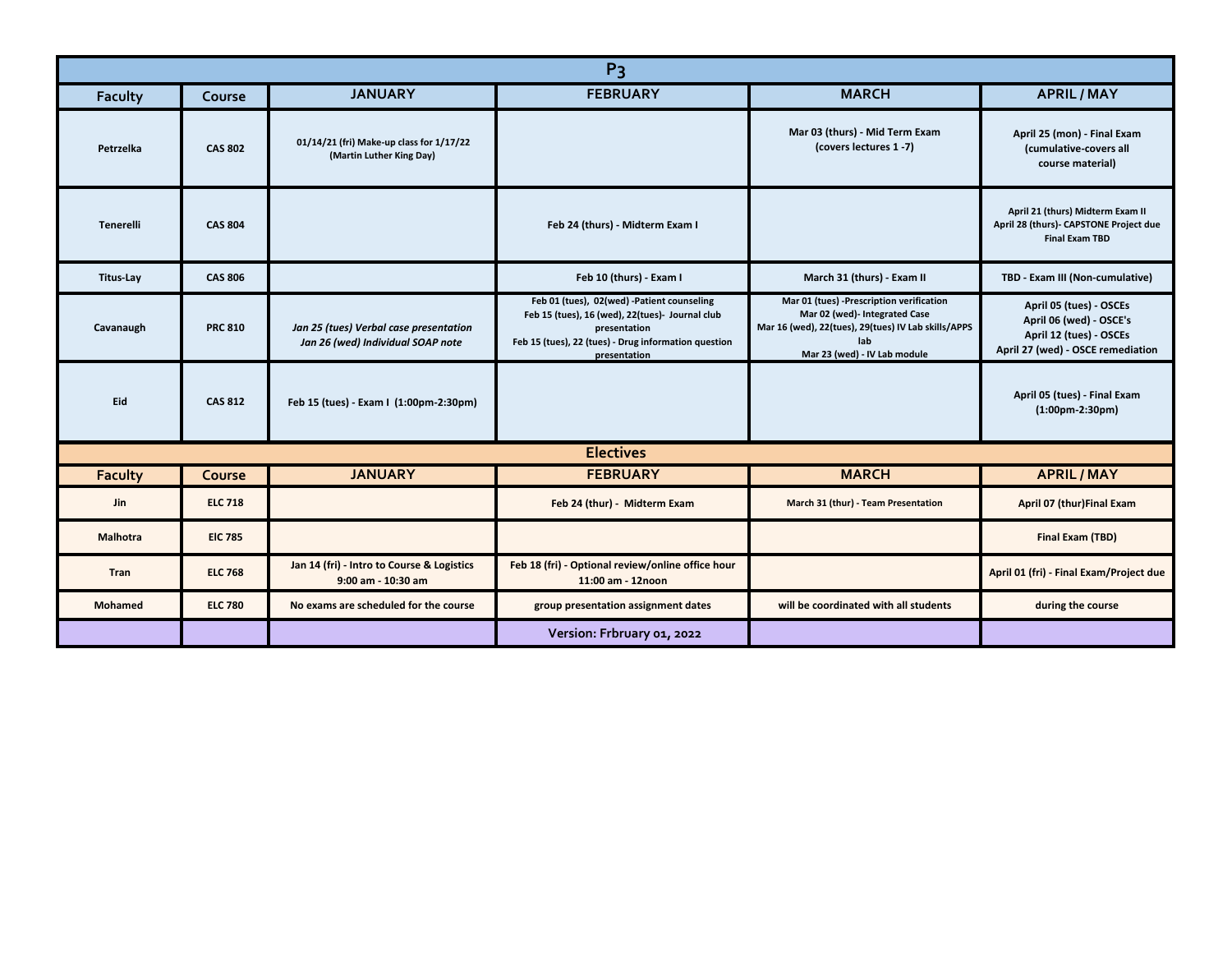| P3 | | | | | |
|---|---|---|---|---|---|
| **Faculty** | **Course** | **JANUARY** | **FEBRUARY** | **MARCH** | **APRIL / MAY** |
| Petrzelka | CAS 802 | 01/14/21 (fri) Make-up class for 1/17/22 (Martin Luther King Day) | | Mar 03 (thurs) - Mid Term Exam (covers lectures 1 -7) | April 25 (mon) - Final Exam (cumulative-covers all course material) |
| Tenerelli | CAS 804 | | Feb 24 (thurs) - Midterm Exam I | | April 21 (thurs) Midterm Exam II<br>April 28 (thurs)- CAPSTONE Project due<br>Final Exam TBD |
| Titus-Lay | CAS 806 | | Feb 10 (thurs) - Exam I | March 31 (thurs) - Exam II | TBD - Exam III (Non-cumulative) |
| Cavanaugh | PRC 810 | *Jan 25 (tues) Verbal case presentation*<br>*Jan 26 (wed) Individual SOAP note* | Feb 01 (tues), 02(wed) -Patient counseling<br>Feb 15 (tues), 16 (wed), 22(tues)- Journal club presentation<br>Feb 15 (tues), 22 (tues) - Drug information question presentation | Mar 01 (tues) -Prescription verification<br>Mar 02 (wed)- Integrated Case<br>Mar 16 (wed), 22(tues), 29(tues) IV Lab skills/APPS lab<br>Mar 23 (wed) - IV Lab module | April 05 (tues) - OSCEs<br>April 06 (wed) - OSCE's<br>April 12 (tues) - OSCEs<br>April 27 (wed) - OSCE remediation |
| Eid | CAS 812 | Feb 15 (tues) - Exam I (1:00pm-2:30pm) | | | April 05 (tues) - Final Exam (1:00pm-2:30pm) |
| **Electives** | | | | | |
| **Faculty** | **Course** | **JANUARY** | **FEBRUARY** | **MARCH** | **APRIL / MAY** |
| Jin | ELC 718 | | Feb 24 (thur) - Midterm Exam | March 31 (thur) - Team Presentation | April 07 (thur)Final Exam |
| Malhotra | ElC 785 | | | | Final Exam (TBD) |
| Tran | ELC 768 | Jan 14 (fri) - Intro to Course & Logistics 9:00 am - 10:30 am | Feb 18 (fri) - Optional review/online office hour 11:00 am - 12noon | | April 01 (fri) - Final Exam/Project due |
| Mohamed | ELC 780 | No exams are scheduled for the course | group presentation assignment dates | will be coordinated with all students | during the course |
| | | | Version: Frbruary 01, 2022 | | |